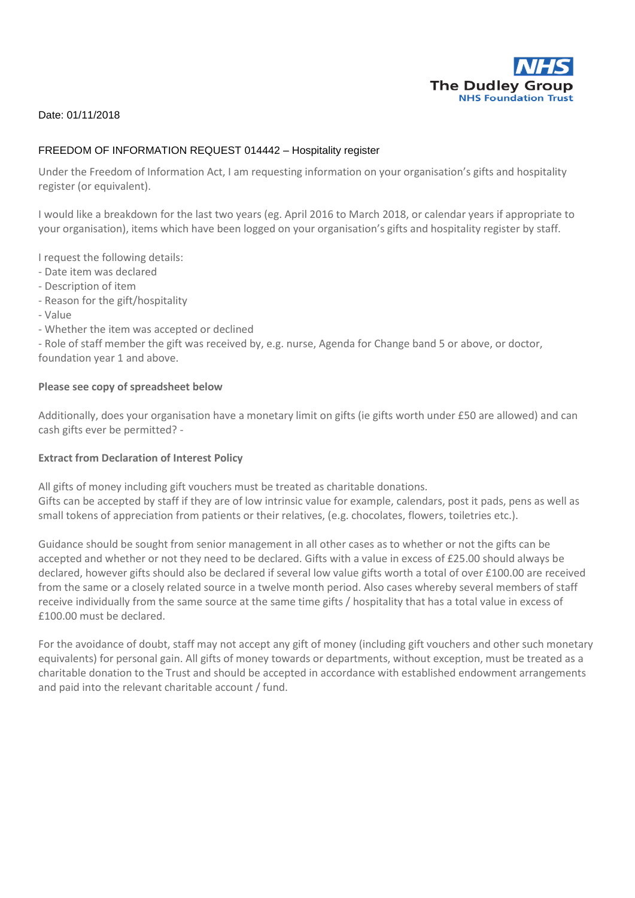NHS
The Dudley Group
NHS Foundation Trust

Date: 01/11/2018

FREEDOM OF INFORMATION REQUEST 014442 – Hospitality register

Under the Freedom of Information Act, I am requesting information on your organisation's gifts and hospitality register (or equivalent).

I would like a breakdown for the last two years (eg. April 2016 to March 2018, or calendar years if appropriate to your organisation), items which have been logged on your organisation's gifts and hospitality register by staff.

I request the following details:
- Date item was declared
- Description of item
- Reason for the gift/hospitality
- Value
- Whether the item was accepted or declined
- Role of staff member the gift was received by, e.g. nurse, Agenda for Change band 5 or above, or doctor, foundation year 1 and above.

**Please see copy of spreadsheet below**

Additionally, does your organisation have a monetary limit on gifts (ie gifts worth under £50 are allowed) and can cash gifts ever be permitted? -

**Extract from Declaration of Interest Policy**

All gifts of money including gift vouchers must be treated as charitable donations.
Gifts can be accepted by staff if they are of low intrinsic value for example, calendars, post it pads, pens as well as small tokens of appreciation from patients or their relatives, (e.g. chocolates, flowers, toiletries etc.).

Guidance should be sought from senior management in all other cases as to whether or not the gifts can be accepted and whether or not they need to be declared. Gifts with a value in excess of £25.00 should always be declared, however gifts should also be declared if several low value gifts worth a total of over £100.00 are received from the same or a closely related source in a twelve month period. Also cases whereby several members of staff receive individually from the same source at the same time gifts / hospitality that has a total value in excess of £100.00 must be declared.

For the avoidance of doubt, staff may not accept any gift of money (including gift vouchers and other such monetary equivalents) for personal gain. All gifts of money towards or departments, without exception, must be treated as a charitable donation to the Trust and should be accepted in accordance with established endowment arrangements and paid into the relevant charitable account / fund.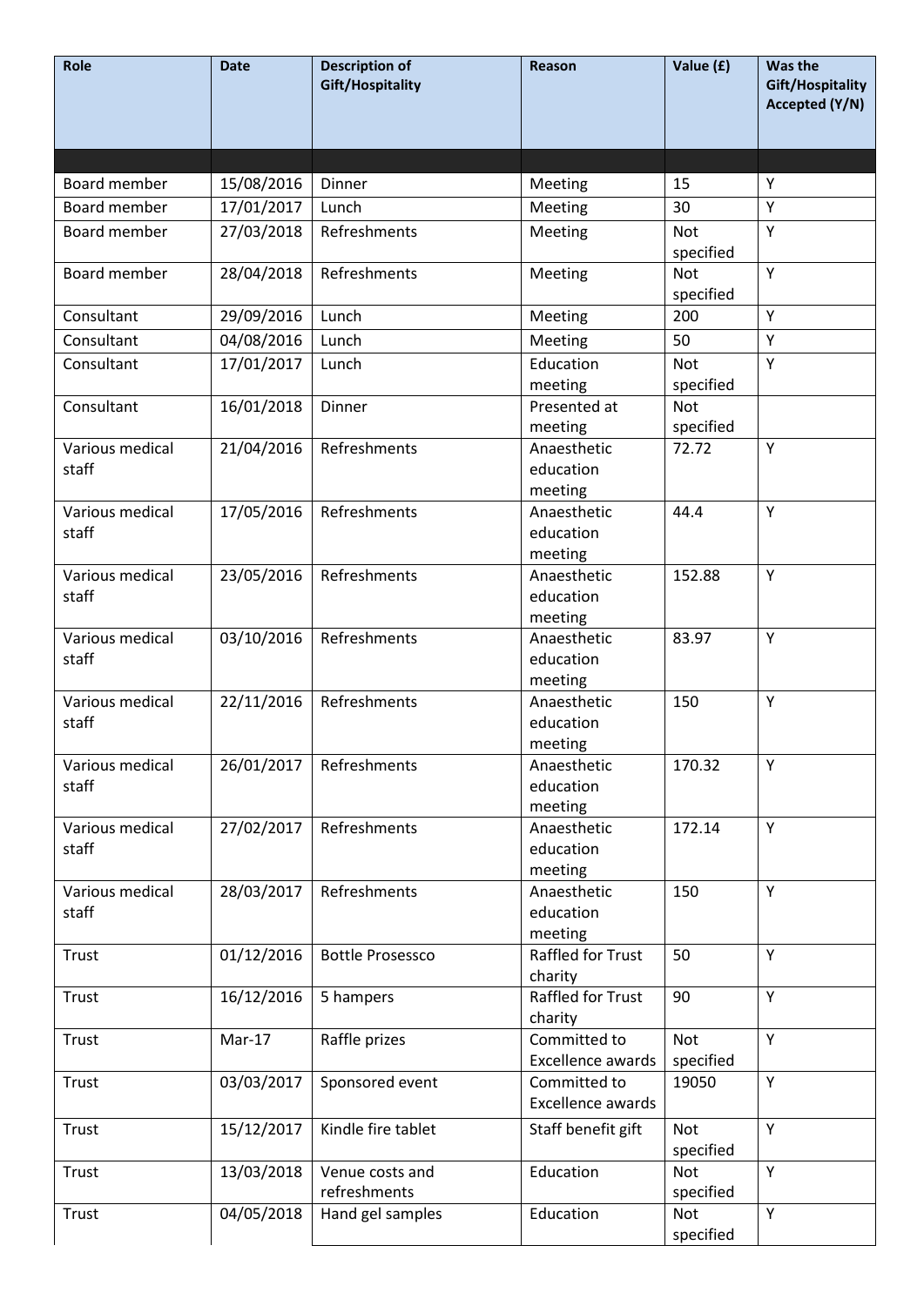| Role | Date | Description of Gift/Hospitality | Reason | Value (£) | Was the Gift/Hospitality Accepted (Y/N) |
|---|---|---|---|---|---|
| | | | | | |
| Board member | 15/08/2016 | Dinner | Meeting | 15 | Y |
| Board member | 17/01/2017 | Lunch | Meeting | 30 | Y |
| Board member | 27/03/2018 | Refreshments | Meeting | Not specified | Y |
| Board member | 28/04/2018 | Refreshments | Meeting | Not specified | Y |
| Consultant | 29/09/2016 | Lunch | Meeting | 200 | Y |
| Consultant | 04/08/2016 | Lunch | Meeting | 50 | Y |
| Consultant | 17/01/2017 | Lunch | Education meeting | Not specified | Y |
| Consultant | 16/01/2018 | Dinner | Presented at meeting | Not specified | |
| Various medical staff | 21/04/2016 | Refreshments | Anaesthetic education meeting | 72.72 | Y |
| Various medical staff | 17/05/2016 | Refreshments | Anaesthetic education meeting | 44.4 | Y |
| Various medical staff | 23/05/2016 | Refreshments | Anaesthetic education meeting | 152.88 | Y |
| Various medical staff | 03/10/2016 | Refreshments | Anaesthetic education meeting | 83.97 | Y |
| Various medical staff | 22/11/2016 | Refreshments | Anaesthetic education meeting | 150 | Y |
| Various medical staff | 26/01/2017 | Refreshments | Anaesthetic education meeting | 170.32 | Y |
| Various medical staff | 27/02/2017 | Refreshments | Anaesthetic education meeting | 172.14 | Y |
| Various medical staff | 28/03/2017 | Refreshments | Anaesthetic education meeting | 150 | Y |
| Trust | 01/12/2016 | Bottle Prosessco | Raffled for Trust charity | 50 | Y |
| Trust | 16/12/2016 | 5 hampers | Raffled for Trust charity | 90 | Y |
| Trust | Mar-17 | Raffle prizes | Committed to Excellence awards | Not specified | Y |
| Trust | 03/03/2017 | Sponsored event | Committed to Excellence awards | 19050 | Y |
| Trust | 15/12/2017 | Kindle fire tablet | Staff benefit gift | Not specified | Y |
| Trust | 13/03/2018 | Venue costs and refreshments | Education | Not specified | Y |
| Trust | 04/05/2018 | Hand gel samples | Education | Not specified | Y |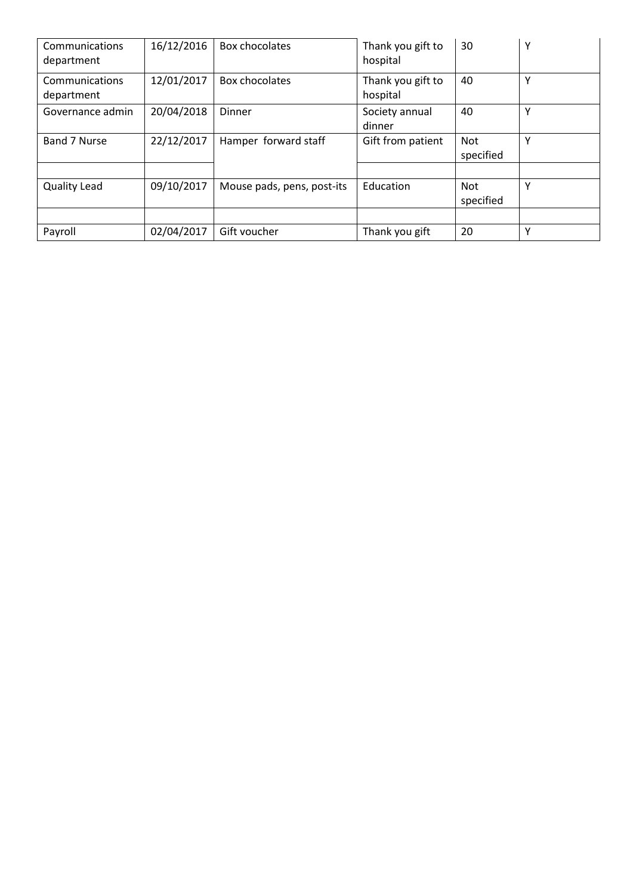| | | | | | |
|---|---|---|---|---|---|
| Communications department | 16/12/2016 | Box chocolates | Thank you gift to hospital | 30 | Y |
| Communications department | 12/01/2017 | Box chocolates | Thank you gift to hospital | 40 | Y |
| Governance admin | 20/04/2018 | Dinner | Society annual dinner | 40 | Y |
| Band 7 Nurse | 22/12/2017 | Hamper forward staff | Gift from patient | Not specified | Y |
| | | | | | |
| Quality Lead | 09/10/2017 | Mouse pads, pens, post-its | Education | Not specified | Y |
| | | | | | |
| Payroll | 02/04/2017 | Gift voucher | Thank you gift | 20 | Y |